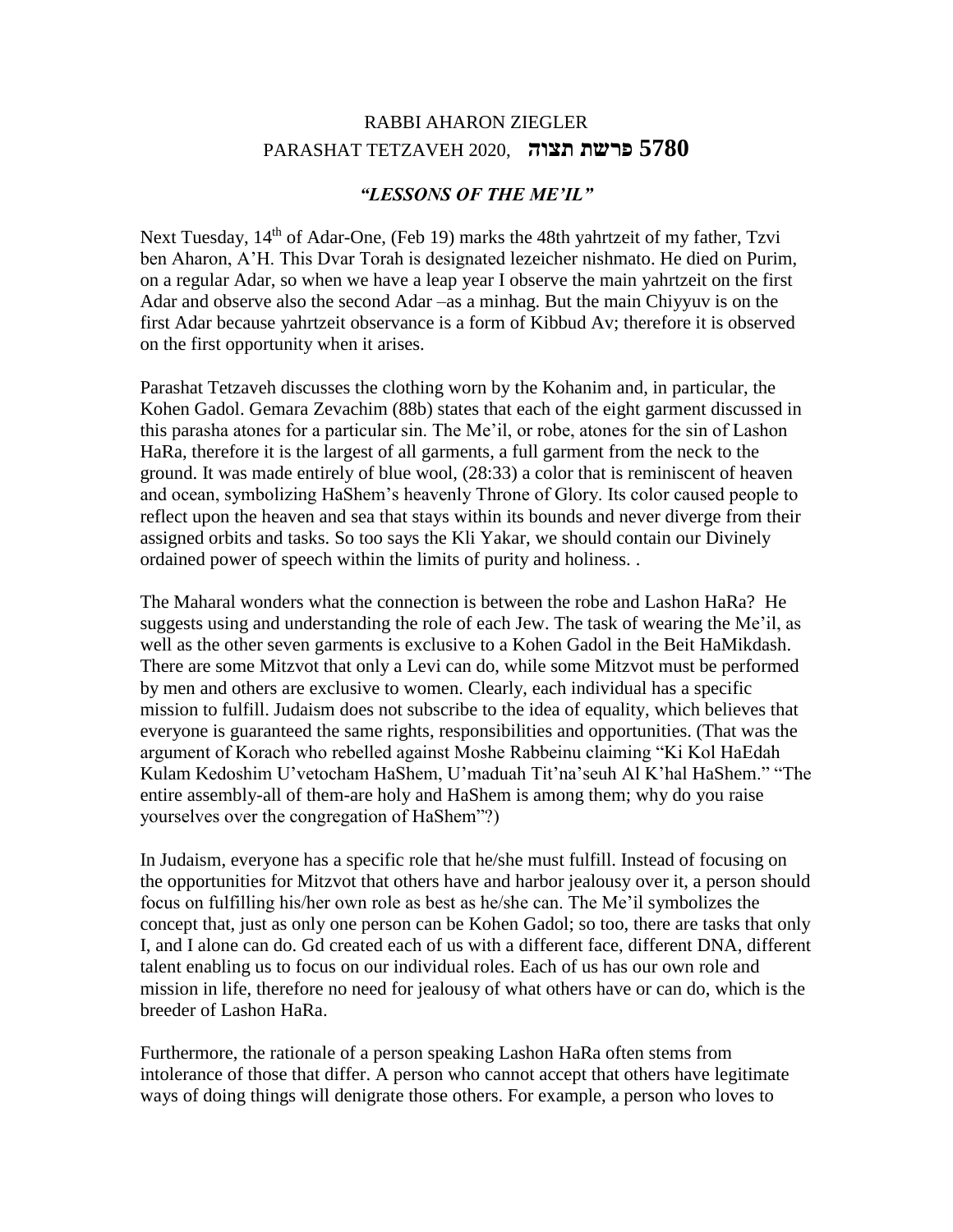# RABBI AHARON ZIEGLER

## PARASHAT TETZAVEH 2020, פרשת תצוה 5780

### *"LESSONS OF THE ME'IL"*

Next Tuesday, 14th of Adar-One, (Feb 19) marks the 48th yahrtzeit of my father, Tzvi ben Aharon, A'H. This Dvar Torah is designated lezeicher nishmato. He died on Purim, on a regular Adar, so when we have a leap year I observe the main yahrtzeit on the first Adar and observe also the second Adar –as a minhag. But the main Chiyyuv is on the first Adar because yahrtzeit observance is a form of Kibbud Av; therefore it is observed on the first opportunity when it arises.

Parashat Tetzaveh discusses the clothing worn by the Kohanim and, in particular, the Kohen Gadol. Gemara Zevachim (88b) states that each of the eight garment discussed in this parasha atones for a particular sin. The Me'il, or robe, atones for the sin of Lashon HaRa, therefore it is the largest of all garments, a full garment from the neck to the ground. It was made entirely of blue wool, (28:33) a color that is reminiscent of heaven and ocean, symbolizing HaShem's heavenly Throne of Glory. Its color caused people to reflect upon the heaven and sea that stays within its bounds and never diverge from their assigned orbits and tasks. So too says the Kli Yakar, we should contain our Divinely ordained power of speech within the limits of purity and holiness. .

The Maharal wonders what the connection is between the robe and Lashon HaRa? He suggests using and understanding the role of each Jew. The task of wearing the Me'il, as well as the other seven garments is exclusive to a Kohen Gadol in the Beit HaMikdash. There are some Mitzvot that only a Levi can do, while some Mitzvot must be performed by men and others are exclusive to women. Clearly, each individual has a specific mission to fulfill. Judaism does not subscribe to the idea of equality, which believes that everyone is guaranteed the same rights, responsibilities and opportunities. (That was the argument of Korach who rebelled against Moshe Rabbeinu claiming "Ki Kol HaEdah Kulam Kedoshim U'vetocham HaShem, U'maduah Tit'na'seuh Al K'hal HaShem." "The entire assembly-all of them-are holy and HaShem is among them; why do you raise yourselves over the congregation of HaShem"?)

In Judaism, everyone has a specific role that he/she must fulfill. Instead of focusing on the opportunities for Mitzvot that others have and harbor jealousy over it, a person should focus on fulfilling his/her own role as best as he/she can. The Me'il symbolizes the concept that, just as only one person can be Kohen Gadol; so too, there are tasks that only I, and I alone can do. Gd created each of us with a different face, different DNA, different talent enabling us to focus on our individual roles. Each of us has our own role and mission in life, therefore no need for jealousy of what others have or can do, which is the breeder of Lashon HaRa.

Furthermore, the rationale of a person speaking Lashon HaRa often stems from intolerance of those that differ. A person who cannot accept that others have legitimate ways of doing things will denigrate those others. For example, a person who loves to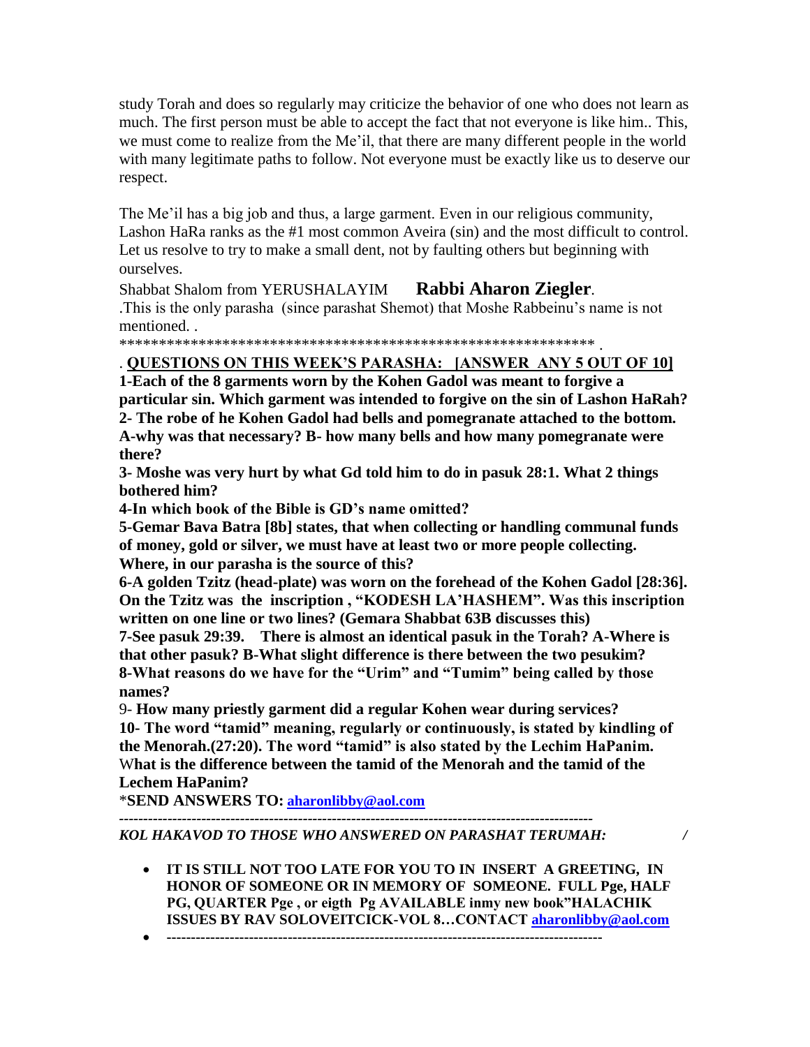study Torah and does so regularly may criticize the behavior of one who does not learn as much. The first person must be able to accept the fact that not everyone is like him.. This, we must come to realize from the Me'il, that there are many different people in the world with many legitimate paths to follow. Not everyone must be exactly like us to deserve our respect.

The Me'il has a big job and thus, a large garment. Even in our religious community, Lashon HaRa ranks as the #1 most common Aveira (sin) and the most difficult to control. Let us resolve to try to make a small dent, not by faulting others but beginning with ourselves.

Shabbat Shalom from YERUSHALAYIM **Rabbi Aharon Ziegler**.

.This is the only parasha (since parashat Shemot) that Moshe Rabbeinu's name is not mentioned. .

************************************************************* .

. **<u>QUESTIONS ON THIS WEEK'S PARASHA: [ANSWER ANY 5 OUT OF 10]</u>**

**1-Each of the 8 garments worn by the Kohen Gadol was meant to forgive a particular sin. Which garment was intended to forgive on the sin of Lashon HaRah?**

**2- The robe of he Kohen Gadol had bells and pomegranate attached to the bottom. A-why was that necessary? B- how many bells and how many pomegranate were there?**

**3- Moshe was very hurt by what Gd told him to do in pasuk 28:1. What 2 things bothered him?**

**4-In which book of the Bible is GD's name omitted?**

**5-Gemar Bava Batra [8b] states, that when collecting or handling communal funds of money, gold or silver, we must have at least two or more people collecting. Where, in our parasha is the source of this?**

**6-A golden Tzitz (head-plate) was worn on the forehead of the Kohen Gadol [28:36]. On the Tzitz was the inscription , "KODESH LA'HASHEM". Was this inscription written on one line or two lines? (Gemara Shabbat 63B discusses this)**

**7-See pasuk 29:39. There is almost an identical pasuk in the Torah? A-Where is that other pasuk? B-What slight difference is there between the two pesukim?**

**8-What reasons do we have for the "Urim" and "Tumim" being called by those names?**

9- **How many priestly garment did a regular Kohen wear during services?**

**10- The word "tamid" meaning, regularly or continuously, is stated by kindling of the Menorah.(27:20). The word "tamid" is also stated by the Lechim HaPanim. What is the difference between the tamid of the Menorah and the tamid of the Lechem HaPanim?**

*__SEND ANSWERS TO:__ aharonlibby@aol.com

---------------------------------------------------------------------------------------------

***KOL HAKAVOD TO THOSE WHO ANSWERED ON PARASHAT TERUMAH: /***

- **IT IS STILL NOT TOO LATE FOR YOU TO IN INSERT A GREETING, IN HONOR OF SOMEONE OR IN MEMORY OF SOMEONE. FULL Pge, HALF PG, QUARTER Pge , or eigth Pg AVAILABLE inmy new book"HALACHIK ISSUES BY RAV SOLOVEITCICK-VOL 8…CONTACT aharonlibby@aol.com**
- **-------------------------------------------------------------------------------------------**